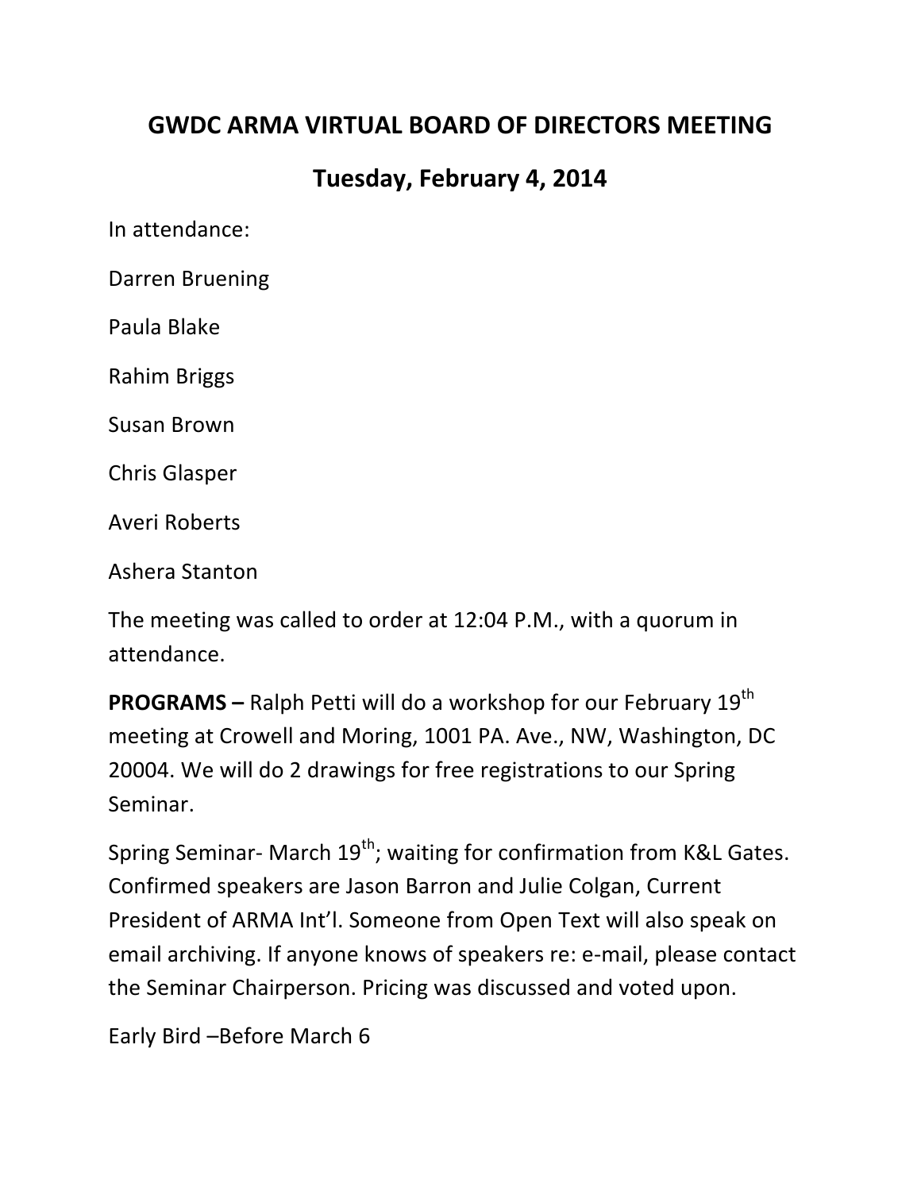# GWDC ARMA VIRTUAL BOARD OF DIRECTORS MEETING

## Tuesday, February 4, 2014

In attendance:

Darren Bruening

Paula Blake

Rahim Briggs

Susan Brown

Chris Glasper

Averi Roberts

Ashera Stanton

The meeting was called to order at 12:04 P.M., with a quorum in attendance.

**PROGRAMS –** Ralph Petti will do a workshop for our February 19th meeting at Crowell and Moring, 1001 PA. Ave., NW, Washington, DC 20004. We will do 2 drawings for free registrations to our Spring Seminar.

Spring Seminar- March 19th; waiting for confirmation from K&L Gates. Confirmed speakers are Jason Barron and Julie Colgan, Current President of ARMA Int'l. Someone from Open Text will also speak on email archiving. If anyone knows of speakers re: e-mail, please contact the Seminar Chairperson. Pricing was discussed and voted upon.

Early Bird –Before March 6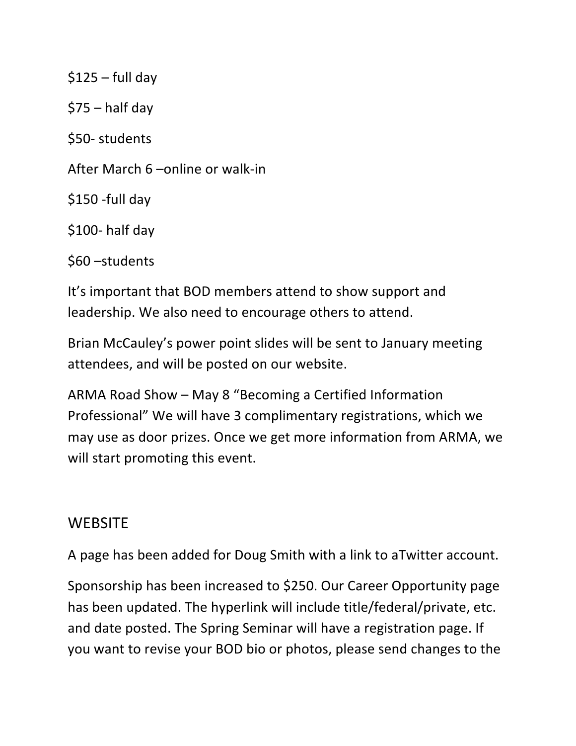$125 – full day

$75 – half day

$50- students

After March 6 –online or walk-in

$150 -full day

$100- half day

$60 –students

It's important that BOD members attend to show support and leadership. We also need to encourage others to attend.

Brian McCauley's power point slides will be sent to January meeting attendees, and will be posted on our website.

ARMA Road Show – May 8 "Becoming a Certified Information Professional" We will have 3 complimentary registrations, which we may use as door prizes. Once we get more information from ARMA, we will start promoting this event.

## WEBSITE

A page has been added for Doug Smith with a link to aTwitter account.

Sponsorship has been increased to $250. Our Career Opportunity page has been updated. The hyperlink will include title/federal/private, etc. and date posted. The Spring Seminar will have a registration page. If you want to revise your BOD bio or photos, please send changes to the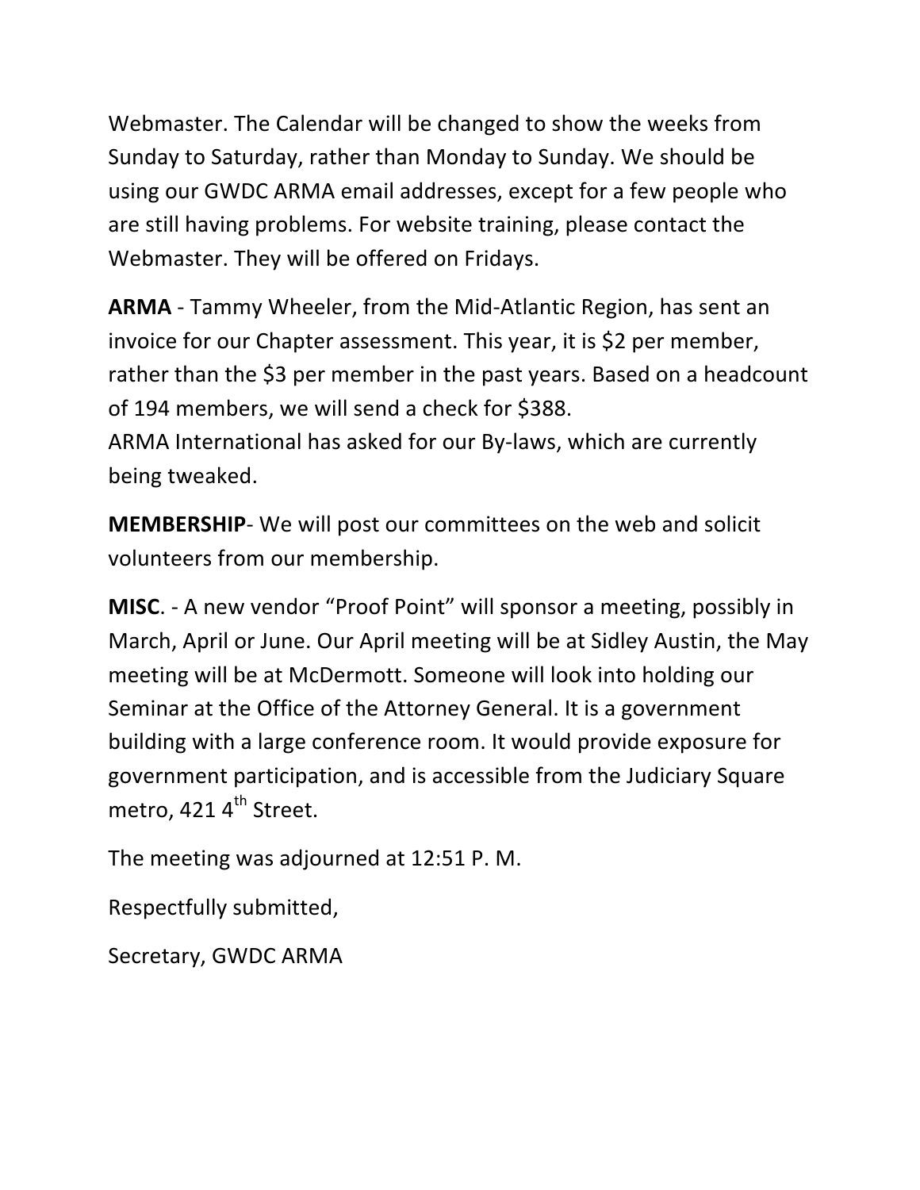Webmaster. The Calendar will be changed to show the weeks from Sunday to Saturday, rather than Monday to Sunday. We should be using our GWDC ARMA email addresses, except for a few people who are still having problems. For website training, please contact the Webmaster. They will be offered on Fridays.

**ARMA** - Tammy Wheeler, from the Mid-Atlantic Region, has sent an invoice for our Chapter assessment. This year, it is $2 per member, rather than the $3 per member in the past years. Based on a headcount of 194 members, we will send a check for $388.
ARMA International has asked for our By-laws, which are currently being tweaked.

**MEMBERSHIP**- We will post our committees on the web and solicit volunteers from our membership.

**MISC**. - A new vendor "Proof Point" will sponsor a meeting, possibly in March, April or June. Our April meeting will be at Sidley Austin, the May meeting will be at McDermott. Someone will look into holding our Seminar at the Office of the Attorney General. It is a government building with a large conference room. It would provide exposure for government participation, and is accessible from the Judiciary Square metro, 421 4th Street.

The meeting was adjourned at 12:51 P. M.

Respectfully submitted,

Secretary, GWDC ARMA